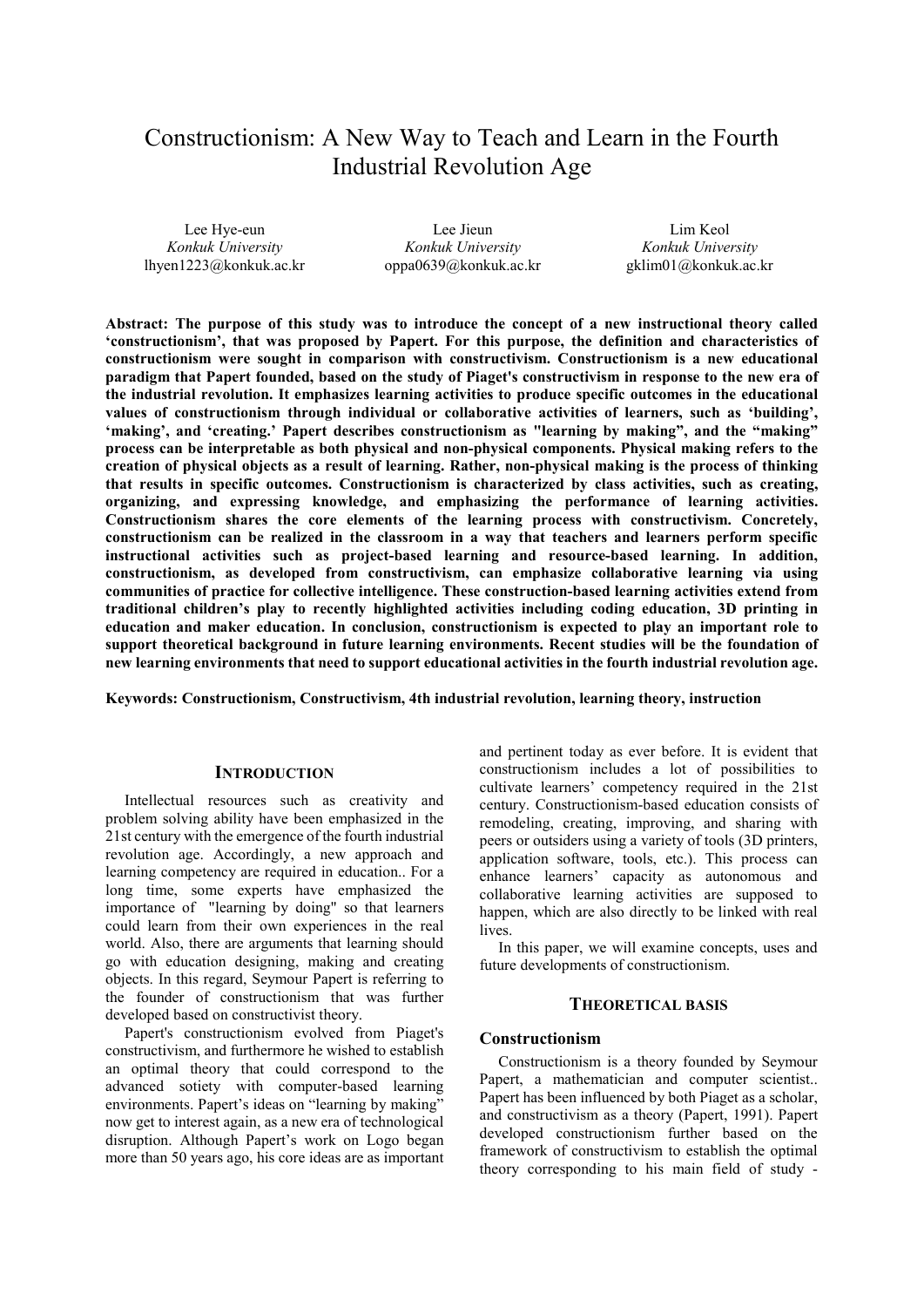# Constructionism: A New Way to Teach and Learn in the Fourth Industrial Revolution Age

Lee Hye-eun
*Konkuk University*
lhyen1223@konkuk.ac.kr

Lee Jieun
*Konkuk University*
oppa0639@konkuk.ac.kr

Lim Keol
*Konkuk University*
gklim01@konkuk.ac.kr

**Abstract: The purpose of this study was to introduce the concept of a new instructional theory called 'constructionism', that was proposed by Papert. For this purpose, the definition and characteristics of constructionism were sought in comparison with constructivism. Constructionism is a new educational paradigm that Papert founded, based on the study of Piaget's constructivism in response to the new era of the industrial revolution. It emphasizes learning activities to produce specific outcomes in the educational values of constructionism through individual or collaborative activities of learners, such as 'building', 'making', and 'creating.' Papert describes constructionism as "learning by making", and the "making" process can be interpretable as both physical and non-physical components. Physical making refers to the creation of physical objects as a result of learning. Rather, non-physical making is the process of thinking that results in specific outcomes. Constructionism is characterized by class activities, such as creating, organizing, and expressing knowledge, and emphasizing the performance of learning activities. Constructionism shares the core elements of the learning process with constructivism. Concretely, constructionism can be realized in the classroom in a way that teachers and learners perform specific instructional activities such as project-based learning and resource-based learning. In addition, constructionism, as developed from constructivism, can emphasize collaborative learning via using communities of practice for collective intelligence. These construction-based learning activities extend from traditional children's play to recently highlighted activities including coding education, 3D printing in education and maker education. In conclusion, constructionism is expected to play an important role to support theoretical background in future learning environments. Recent studies will be the foundation of new learning environments that need to support educational activities in the fourth industrial revolution age.**

**Keywords: Constructionism, Constructivism, 4th industrial revolution, learning theory, instruction**

## INTRODUCTION

Intellectual resources such as creativity and problem solving ability have been emphasized in the 21st century with the emergence of the fourth industrial revolution age. Accordingly, a new approach and learning competency are required in education.. For a long time, some experts have emphasized the importance of "learning by doing" so that learners could learn from their own experiences in the real world. Also, there are arguments that learning should go with education designing, making and creating objects. In this regard, Seymour Papert is referring to the founder of constructionism that was further developed based on constructivist theory.

Papert's constructionism evolved from Piaget's constructivism, and furthermore he wished to establish an optimal theory that could correspond to the advanced sotiety with computer-based learning environments. Papert's ideas on "learning by making" now get to interest again, as a new era of technological disruption. Although Papert's work on Logo began more than 50 years ago, his core ideas are as important and pertinent today as ever before. It is evident that constructionism includes a lot of possibilities to cultivate learners' competency required in the 21st century. Constructionism-based education consists of remodeling, creating, improving, and sharing with peers or outsiders using a variety of tools (3D printers, application software, tools, etc.). This process can enhance learners' capacity as autonomous and collaborative learning activities are supposed to happen, which are also directly to be linked with real lives.

In this paper, we will examine concepts, uses and future developments of constructionism.

## THEORETICAL BASIS

### Constructionism

Constructionism is a theory founded by Seymour Papert, a mathematician and computer scientist.. Papert has been influenced by both Piaget as a scholar, and constructivism as a theory (Papert, 1991). Papert developed constructionism further based on the framework of constructivism to establish the optimal theory corresponding to his main field of study -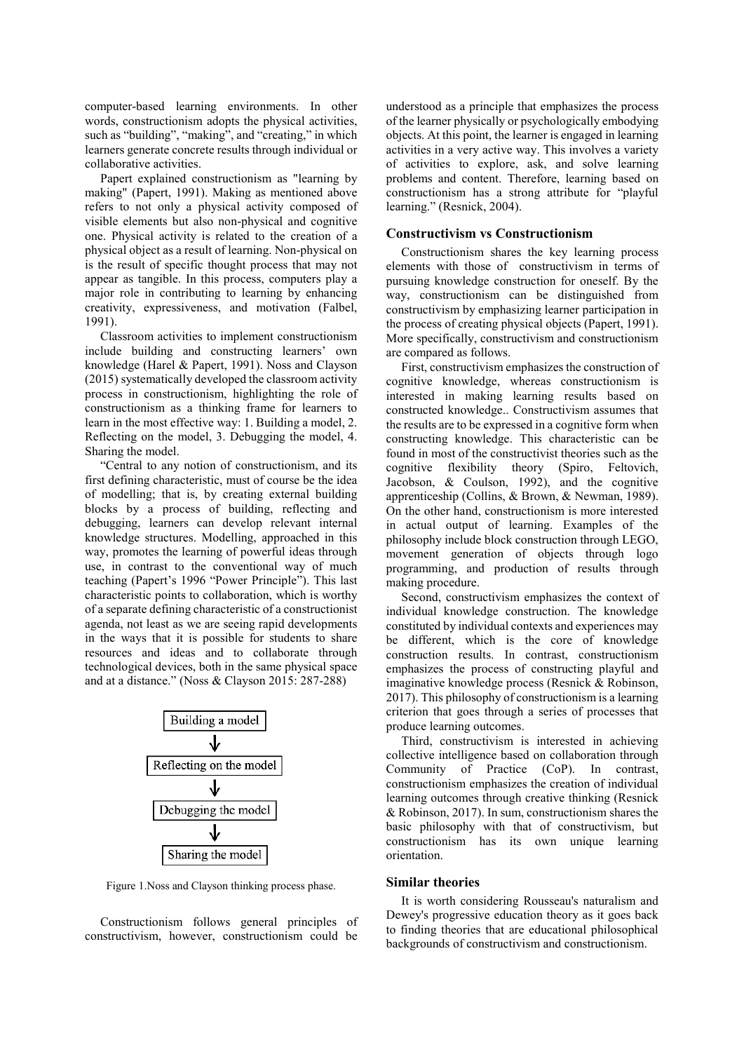computer-based learning environments. In other words, constructionism adopts the physical activities, such as "building", "making", and "creating," in which learners generate concrete results through individual or collaborative activities.

Papert explained constructionism as "learning by making" (Papert, 1991). Making as mentioned above refers to not only a physical activity composed of visible elements but also non-physical and cognitive one. Physical activity is related to the creation of a physical object as a result of learning. Non-physical on is the result of specific thought process that may not appear as tangible. In this process, computers play a major role in contributing to learning by enhancing creativity, expressiveness, and motivation (Falbel, 1991).

Classroom activities to implement constructionism include building and constructing learners' own knowledge (Harel & Papert, 1991). Noss and Clayson (2015) systematically developed the classroom activity process in constructionism, highlighting the role of constructionism as a thinking frame for learners to learn in the most effective way: 1. Building a model, 2. Reflecting on the model, 3. Debugging the model, 4. Sharing the model.

"Central to any notion of constructionism, and its first defining characteristic, must of course be the idea of modelling; that is, by creating external building blocks by a process of building, reflecting and debugging, learners can develop relevant internal knowledge structures. Modelling, approached in this way, promotes the learning of powerful ideas through use, in contrast to the conventional way of much teaching (Papert's 1996 "Power Principle"). This last characteristic points to collaboration, which is worthy of a separate defining characteristic of a constructionist agenda, not least as we are seeing rapid developments in the ways that it is possible for students to share resources and ideas and to collaborate through technological devices, both in the same physical space and at a distance." (Noss & Clayson 2015: 287-288)

Building a model

↓

Reflecting on the model

↓

Debugging the model

↓

Sharing the model

Figure 1.Noss and Clayson thinking process phase.

Constructionism follows general principles of constructivism, however, constructionism could be understood as a principle that emphasizes the process of the learner physically or psychologically embodying objects. At this point, the learner is engaged in learning activities in a very active way. This involves a variety of activities to explore, ask, and solve learning problems and content. Therefore, learning based on constructionism has a strong attribute for "playful learning." (Resnick, 2004).

### Constructivism vs Constructionism

Constructionism shares the key learning process elements with those of constructivism in terms of pursuing knowledge construction for oneself. By the way, constructionism can be distinguished from constructivism by emphasizing learner participation in the process of creating physical objects (Papert, 1991). More specifically, constructivism and constructionism are compared as follows.

First, constructivism emphasizes the construction of cognitive knowledge, whereas constructionism is interested in making learning results based on constructed knowledge.. Constructivism assumes that the results are to be expressed in a cognitive form when constructing knowledge. This characteristic can be found in most of the constructivist theories such as the cognitive flexibility theory (Spiro, Feltovich, Jacobson, & Coulson, 1992), and the cognitive apprenticeship (Collins, & Brown, & Newman, 1989). On the other hand, constructionism is more interested in actual output of learning. Examples of the philosophy include block construction through LEGO, movement generation of objects through logo programming, and production of results through making procedure.

Second, constructivism emphasizes the context of individual knowledge construction. The knowledge constituted by individual contexts and experiences may be different, which is the core of knowledge construction results. In contrast, constructionism emphasizes the process of constructing playful and imaginative knowledge process (Resnick & Robinson, 2017). This philosophy of constructionism is a learning criterion that goes through a series of processes that produce learning outcomes.

Third, constructivism is interested in achieving collective intelligence based on collaboration through Community of Practice (CoP). In contrast, constructionism emphasizes the creation of individual learning outcomes through creative thinking (Resnick & Robinson, 2017). In sum, constructionism shares the basic philosophy with that of constructivism, but constructionism has its own unique learning orientation.

### Similar theories

It is worth considering Rousseau's naturalism and Dewey's progressive education theory as it goes back to finding theories that are educational philosophical backgrounds of constructivism and constructionism.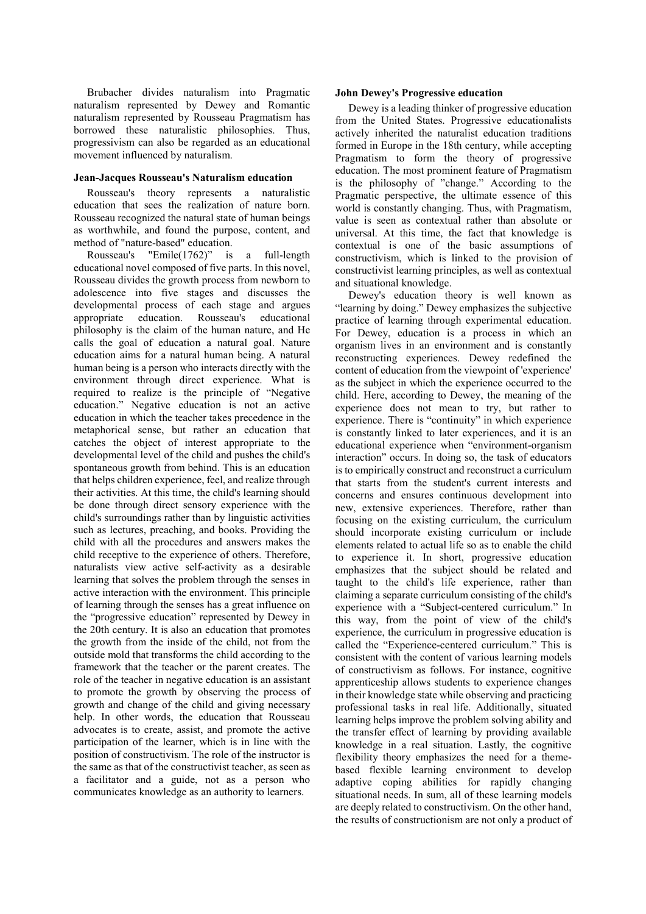Brubacher divides naturalism into Pragmatic naturalism represented by Dewey and Romantic naturalism represented by Rousseau Pragmatism has borrowed these naturalistic philosophies. Thus, progressivism can also be regarded as an educational movement influenced by naturalism.

### Jean-Jacques Rousseau's Naturalism education

Rousseau's theory represents a naturalistic education that sees the realization of nature born. Rousseau recognized the natural state of human beings as worthwhile, and found the purpose, content, and method of "nature-based" education.

Rousseau's "Emile(1762)" is a full-length educational novel composed of five parts. In this novel, Rousseau divides the growth process from newborn to adolescence into five stages and discusses the developmental process of each stage and argues appropriate education. Rousseau's educational philosophy is the claim of the human nature, and He calls the goal of education a natural goal. Nature education aims for a natural human being. A natural human being is a person who interacts directly with the environment through direct experience. What is required to realize is the principle of "Negative education." Negative education is not an active education in which the teacher takes precedence in the metaphorical sense, but rather an education that catches the object of interest appropriate to the developmental level of the child and pushes the child's spontaneous growth from behind. This is an education that helps children experience, feel, and realize through their activities. At this time, the child's learning should be done through direct sensory experience with the child's surroundings rather than by linguistic activities such as lectures, preaching, and books. Providing the child with all the procedures and answers makes the child receptive to the experience of others. Therefore, naturalists view active self-activity as a desirable learning that solves the problem through the senses in active interaction with the environment. This principle of learning through the senses has a great influence on the "progressive education" represented by Dewey in the 20th century. It is also an education that promotes the growth from the inside of the child, not from the outside mold that transforms the child according to the framework that the teacher or the parent creates. The role of the teacher in negative education is an assistant to promote the growth by observing the process of growth and change of the child and giving necessary help. In other words, the education that Rousseau advocates is to create, assist, and promote the active participation of the learner, which is in line with the position of constructivism. The role of the instructor is the same as that of the constructivist teacher, as seen as a facilitator and a guide, not as a person who communicates knowledge as an authority to learners.

### John Dewey's Progressive education

Dewey is a leading thinker of progressive education from the United States. Progressive educationalists actively inherited the naturalist education traditions formed in Europe in the 18th century, while accepting Pragmatism to form the theory of progressive education. The most prominent feature of Pragmatism is the philosophy of "change." According to the Pragmatic perspective, the ultimate essence of this world is constantly changing. Thus, with Pragmatism, value is seen as contextual rather than absolute or universal. At this time, the fact that knowledge is contextual is one of the basic assumptions of constructivism, which is linked to the provision of constructivist learning principles, as well as contextual and situational knowledge.

Dewey's education theory is well known as "learning by doing." Dewey emphasizes the subjective practice of learning through experimental education. For Dewey, education is a process in which an organism lives in an environment and is constantly reconstructing experiences. Dewey redefined the content of education from the viewpoint of 'experience' as the subject in which the experience occurred to the child. Here, according to Dewey, the meaning of the experience does not mean to try, but rather to experience. There is "continuity" in which experience is constantly linked to later experiences, and it is an educational experience when "environment-organism interaction" occurs. In doing so, the task of educators is to empirically construct and reconstruct a curriculum that starts from the student's current interests and concerns and ensures continuous development into new, extensive experiences. Therefore, rather than focusing on the existing curriculum, the curriculum should incorporate existing curriculum or include elements related to actual life so as to enable the child to experience it. In short, progressive education emphasizes that the subject should be related and taught to the child's life experience, rather than claiming a separate curriculum consisting of the child's experience with a "Subject-centered curriculum." In this way, from the point of view of the child's experience, the curriculum in progressive education is called the "Experience-centered curriculum." This is consistent with the content of various learning models of constructivism as follows. For instance, cognitive apprenticeship allows students to experience changes in their knowledge state while observing and practicing professional tasks in real life. Additionally, situated learning helps improve the problem solving ability and the transfer effect of learning by providing available knowledge in a real situation. Lastly, the cognitive flexibility theory emphasizes the need for a theme-based flexible learning environment to develop adaptive coping abilities for rapidly changing situational needs. In sum, all of these learning models are deeply related to constructivism. On the other hand, the results of constructionism are not only a product of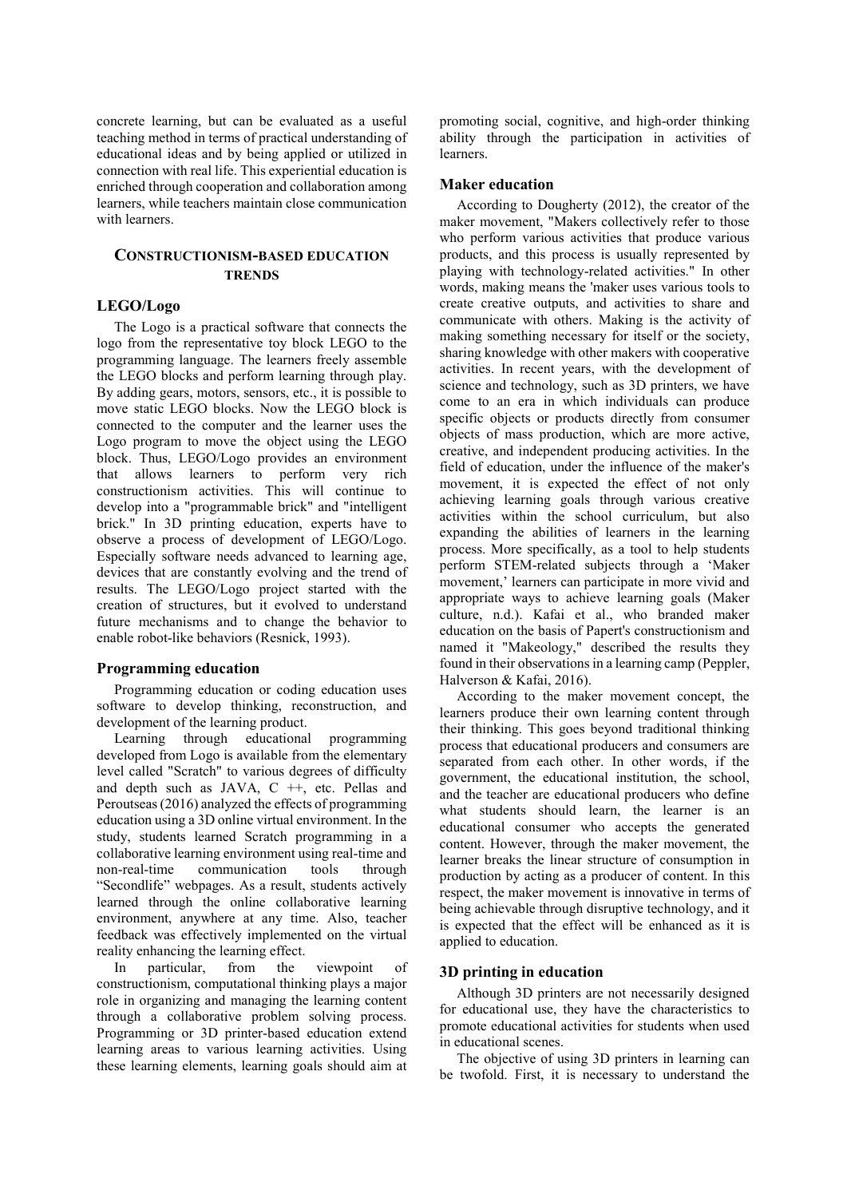concrete learning, but can be evaluated as a useful teaching method in terms of practical understanding of educational ideas and by being applied or utilized in connection with real life. This experiential education is enriched through cooperation and collaboration among learners, while teachers maintain close communication with learners.

## CONSTRUCTIONISM-BASED EDUCATION TRENDS

### LEGO/Logo

The Logo is a practical software that connects the logo from the representative toy block LEGO to the programming language. The learners freely assemble the LEGO blocks and perform learning through play. By adding gears, motors, sensors, etc., it is possible to move static LEGO blocks. Now the LEGO block is connected to the computer and the learner uses the Logo program to move the object using the LEGO block. Thus, LEGO/Logo provides an environment that allows learners to perform very rich constructionism activities. This will continue to develop into a "programmable brick" and "intelligent brick." In 3D printing education, experts have to observe a process of development of LEGO/Logo. Especially software needs advanced to learning age, devices that are constantly evolving and the trend of results. The LEGO/Logo project started with the creation of structures, but it evolved to understand future mechanisms and to change the behavior to enable robot-like behaviors (Resnick, 1993).

### Programming education

Programming education or coding education uses software to develop thinking, reconstruction, and development of the learning product.

Learning through educational programming developed from Logo is available from the elementary level called "Scratch" to various degrees of difficulty and depth such as JAVA, C ++, etc. Pellas and Peroutseas (2016) analyzed the effects of programming education using a 3D online virtual environment. In the study, students learned Scratch programming in a collaborative learning environment using real-time and non-real-time communication tools through "Secondlife" webpages. As a result, students actively learned through the online collaborative learning environment, anywhere at any time. Also, teacher feedback was effectively implemented on the virtual reality enhancing the learning effect.

In particular, from the viewpoint of constructionism, computational thinking plays a major role in organizing and managing the learning content through a collaborative problem solving process. Programming or 3D printer-based education extend learning areas to various learning activities. Using these learning elements, learning goals should aim at promoting social, cognitive, and high-order thinking ability through the participation in activities of learners.

### Maker education

According to Dougherty (2012), the creator of the maker movement, "Makers collectively refer to those who perform various activities that produce various products, and this process is usually represented by playing with technology-related activities." In other words, making means the 'maker uses various tools to create creative outputs, and activities to share and communicate with others. Making is the activity of making something necessary for itself or the society, sharing knowledge with other makers with cooperative activities. In recent years, with the development of science and technology, such as 3D printers, we have come to an era in which individuals can produce specific objects or products directly from consumer objects of mass production, which are more active, creative, and independent producing activities. In the field of education, under the influence of the maker's movement, it is expected the effect of not only achieving learning goals through various creative activities within the school curriculum, but also expanding the abilities of learners in the learning process. More specifically, as a tool to help students perform STEM-related subjects through a 'Maker movement,' learners can participate in more vivid and appropriate ways to achieve learning goals (Maker culture, n.d.). Kafai et al., who branded maker education on the basis of Papert's constructionism and named it "Makeology," described the results they found in their observations in a learning camp (Peppler, Halverson & Kafai, 2016).

According to the maker movement concept, the learners produce their own learning content through their thinking. This goes beyond traditional thinking process that educational producers and consumers are separated from each other. In other words, if the government, the educational institution, the school, and the teacher are educational producers who define what students should learn, the learner is an educational consumer who accepts the generated content. However, through the maker movement, the learner breaks the linear structure of consumption in production by acting as a producer of content. In this respect, the maker movement is innovative in terms of being achievable through disruptive technology, and it is expected that the effect will be enhanced as it is applied to education.

### 3D printing in education

Although 3D printers are not necessarily designed for educational use, they have the characteristics to promote educational activities for students when used in educational scenes.

The objective of using 3D printers in learning can be twofold. First, it is necessary to understand the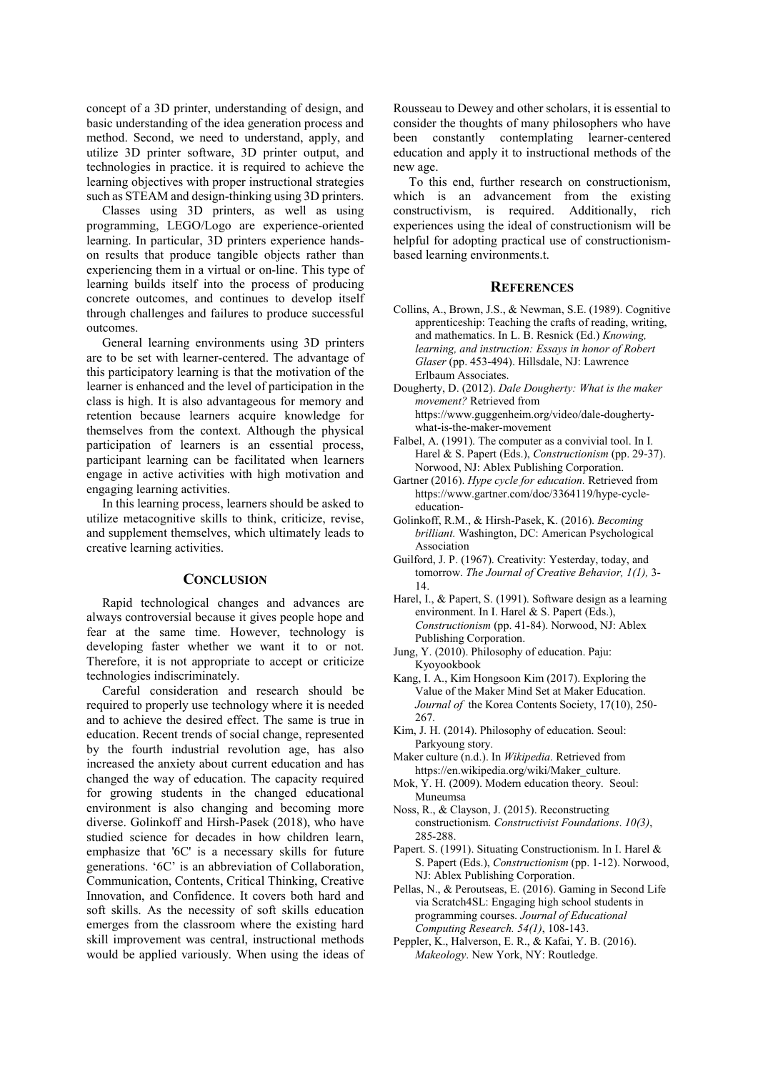concept of a 3D printer, understanding of design, and basic understanding of the idea generation process and method. Second, we need to understand, apply, and utilize 3D printer software, 3D printer output, and technologies in practice. it is required to achieve the learning objectives with proper instructional strategies such as STEAM and design-thinking using 3D printers.

Classes using 3D printers, as well as using programming, LEGO/Logo are experience-oriented learning. In particular, 3D printers experience hands-on results that produce tangible objects rather than experiencing them in a virtual or on-line. This type of learning builds itself into the process of producing concrete outcomes, and continues to develop itself through challenges and failures to produce successful outcomes.

General learning environments using 3D printers are to be set with learner-centered. The advantage of this participatory learning is that the motivation of the learner is enhanced and the level of participation in the class is high. It is also advantageous for memory and retention because learners acquire knowledge for themselves from the context. Although the physical participation of learners is an essential process, participant learning can be facilitated when learners engage in active activities with high motivation and engaging learning activities.

In this learning process, learners should be asked to utilize metacognitive skills to think, criticize, revise, and supplement themselves, which ultimately leads to creative learning activities.

## CONCLUSION

Rapid technological changes and advances are always controversial because it gives people hope and fear at the same time. However, technology is developing faster whether we want it to or not. Therefore, it is not appropriate to accept or criticize technologies indiscriminately.

Careful consideration and research should be required to properly use technology where it is needed and to achieve the desired effect. The same is true in education. Recent trends of social change, represented by the fourth industrial revolution age, has also increased the anxiety about current education and has changed the way of education. The capacity required for growing students in the changed educational environment is also changing and becoming more diverse. Golinkoff and Hirsh-Pasek (2018), who have studied science for decades in how children learn, emphasize that '6C' is a necessary skills for future generations. '6C' is an abbreviation of Collaboration, Communication, Contents, Critical Thinking, Creative Innovation, and Confidence. It covers both hard and soft skills. As the necessity of soft skills education emerges from the classroom where the existing hard skill improvement was central, instructional methods would be applied variously. When using the ideas of Rousseau to Dewey and other scholars, it is essential to consider the thoughts of many philosophers who have been constantly contemplating learner-centered education and apply it to instructional methods of the new age.

To this end, further research on constructionism, which is an advancement from the existing constructivism, is required. Additionally, rich experiences using the ideal of constructionism will be helpful for adopting practical use of constructionism-based learning environments.t.

## REFERENCES

Collins, A., Brown, J.S., & Newman, S.E. (1989). Cognitive apprenticeship: Teaching the crafts of reading, writing, and mathematics. In L. B. Resnick (Ed.) *Knowing, learning, and instruction: Essays in honor of Robert Glaser* (pp. 453-494). Hillsdale, NJ: Lawrence Erlbaum Associates.

Dougherty, D. (2012). *Dale Dougherty: What is the maker movement?* Retrieved from https://www.guggenheim.org/video/dale-dougherty-what-is-the-maker-movement

Falbel, A. (1991). The computer as a convivial tool. In I. Harel & S. Papert (Eds.), *Constructionism* (pp. 29-37). Norwood, NJ: Ablex Publishing Corporation.

Gartner (2016). *Hype cycle for education.* Retrieved from https://www.gartner.com/doc/3364119/hype-cycle-education-

Golinkoff, R.M., & Hirsh-Pasek, K. (2016). *Becoming brilliant.* Washington, DC: American Psychological Association

Guilford, J. P. (1967). Creativity: Yesterday, today, and tomorrow. *The Journal of Creative Behavior, 1(1),* 3-14.

Harel, I., & Papert, S. (1991). Software design as a learning environment. In I. Harel & S. Papert (Eds.), *Constructionism* (pp. 41-84). Norwood, NJ: Ablex Publishing Corporation.

Jung, Y. (2010). Philosophy of education. Paju: Kyoyookbook

Kang, I. A., Kim Hongsoon Kim (2017). Exploring the Value of the Maker Mind Set at Maker Education. *Journal of* the Korea Contents Society, 17(10), 250-267.

Kim, J. H. (2014). Philosophy of education. Seoul: Parkyoung story.

Maker culture (n.d.). In *Wikipedia*. Retrieved from https://en.wikipedia.org/wiki/Maker_culture.

Mok, Y. H. (2009). Modern education theory. Seoul: Muneumsa

Noss, R., & Clayson, J. (2015). Reconstructing constructionism. *Constructivist Foundations*. *10(3)*, 285-288.

Papert. S. (1991). Situating Constructionism. In I. Harel & S. Papert (Eds.), *Constructionism* (pp. 1-12). Norwood, NJ: Ablex Publishing Corporation.

Pellas, N., & Peroutseas, E. (2016). Gaming in Second Life via Scratch4SL: Engaging high school students in programming courses. *Journal of Educational Computing Research. 54(1)*, 108-143.

Peppler, K., Halverson, E. R., & Kafai, Y. B. (2016). *Makeology*. New York, NY: Routledge.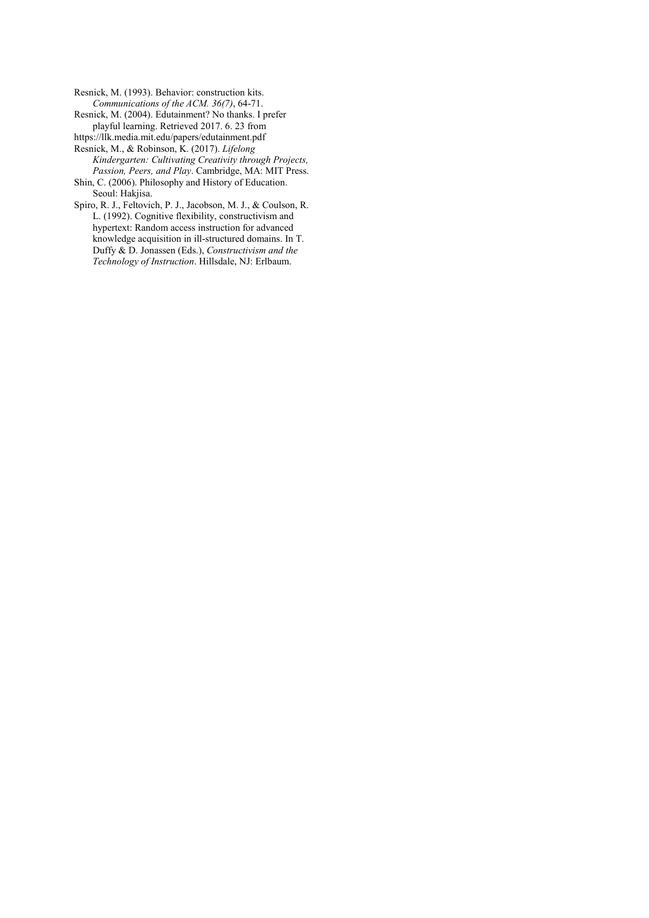Resnick, M. (1993). Behavior: construction kits. *Communications of the ACM. 36(7)*, 64-71.

Resnick, M. (2004). Edutainment? No thanks. I prefer playful learning. Retrieved 2017. 6. 23 from https://llk.media.mit.edu/papers/edutainment.pdf

Resnick, M., & Robinson, K. (2017). *Lifelong Kindergarten: Cultivating Creativity through Projects, Passion, Peers, and Play*. Cambridge, MA: MIT Press.

Shin, C. (2006). Philosophy and History of Education. Seoul: Hakjisa.

Spiro, R. J., Feltovich, P. J., Jacobson, M. J., & Coulson, R. L. (1992). Cognitive flexibility, constructivism and hypertext: Random access instruction for advanced knowledge acquisition in ill-structured domains. In T. Duffy & D. Jonassen (Eds.), *Constructivism and the Technology of Instruction*. Hillsdale, NJ: Erlbaum.